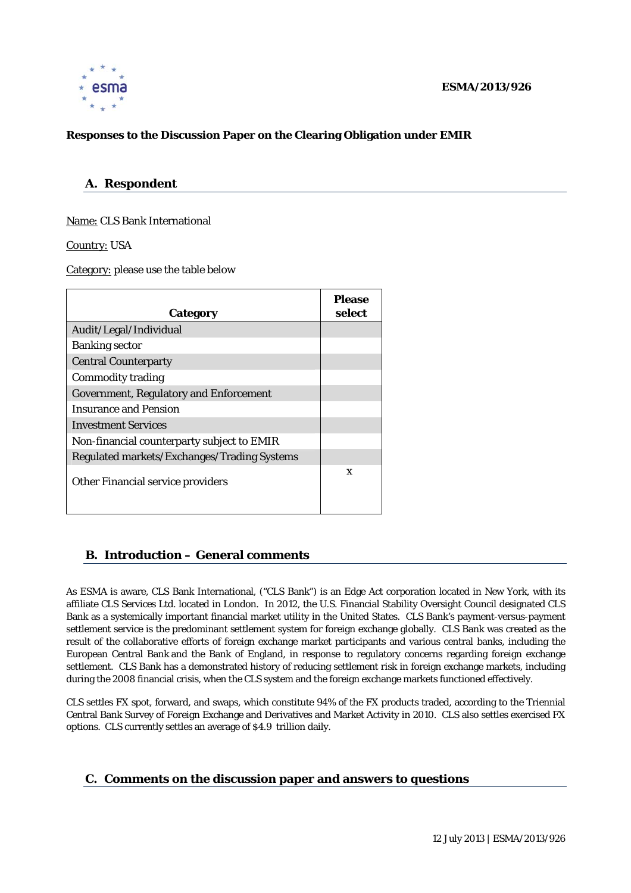ESMA/2013/926

**Responses to the Discussion Paper on the Clearing Obligation under EMIR**

## A. Respondent

Name: CLS Bank International

Country: USA

Category: please use the table below

| Category | Please select |
|---|---|
| Audit/Legal/Individual | |
| Banking sector | |
| Central Counterparty | |
| Commodity trading | |
| Government, Regulatory and Enforcement | |
| Insurance and Pension | |
| Investment Services | |
| Non-financial counterparty subject to EMIR | |
| Regulated markets/Exchanges/Trading Systems | |
| Other Financial service providers | x |

## B. Introduction – General comments

As ESMA is aware, CLS Bank International, ("CLS Bank") is an Edge Act corporation located in New York, with its affiliate CLS Services Ltd. located in London. In 2012, the U.S. Financial Stability Oversight Council designated CLS Bank as a systemically important financial market utility in the United States. CLS Bank's payment-versus-payment settlement service is the predominant settlement system for foreign exchange globally. CLS Bank was created as the result of the collaborative efforts of foreign exchange market participants and various central banks, including the European Central Bank and the Bank of England, in response to regulatory concerns regarding foreign exchange settlement. CLS Bank has a demonstrated history of reducing settlement risk in foreign exchange markets, including during the 2008 financial crisis, when the CLS system and the foreign exchange markets functioned effectively.

CLS settles FX spot, forward, and swaps, which constitute 94% of the FX products traded, according to the Triennial Central Bank Survey of Foreign Exchange and Derivatives and Market Activity in 2010. CLS also settles exercised FX options. CLS currently settles an average of $4.9 trillion daily.

## C. Comments on the discussion paper and answers to questions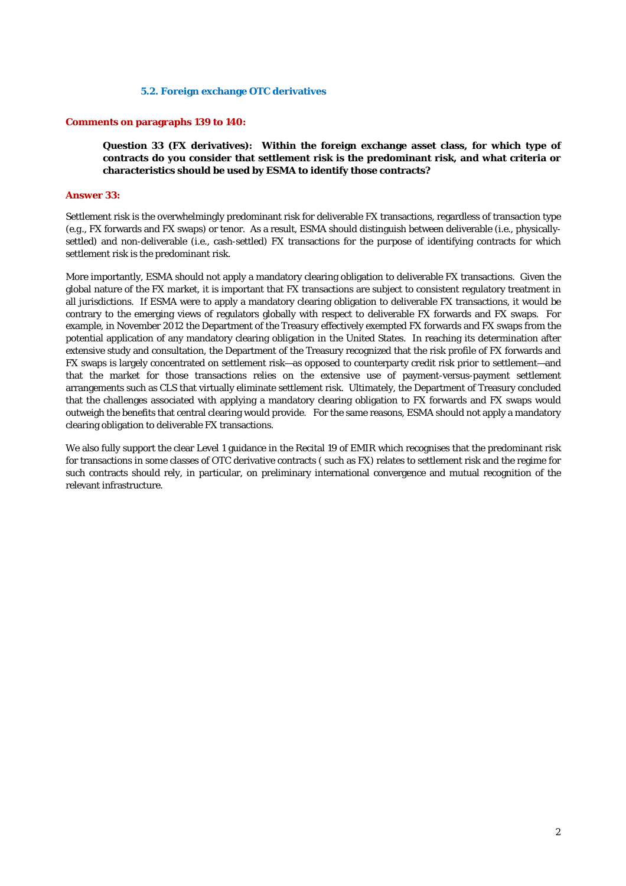### 5.2. Foreign exchange OTC derivatives

**Comments on paragraphs 139 to 140:**

**Question 33 (FX derivatives): Within the foreign exchange asset class, for which type of contracts do you consider that settlement risk is the predominant risk, and what criteria or characteristics should be used by ESMA to identify those contracts?**

**Answer 33:**

Settlement risk is the overwhelmingly predominant risk for deliverable FX transactions, regardless of transaction type (e.g., FX forwards and FX swaps) or tenor. As a result, ESMA should distinguish between deliverable (i.e., physically-settled) and non-deliverable (i.e., cash-settled) FX transactions for the purpose of identifying contracts for which settlement risk is the predominant risk.

More importantly, ESMA should not apply a mandatory clearing obligation to deliverable FX transactions. Given the global nature of the FX market, it is important that FX transactions are subject to consistent regulatory treatment in all jurisdictions. If ESMA were to apply a mandatory clearing obligation to deliverable FX transactions, it would be contrary to the emerging views of regulators globally with respect to deliverable FX forwards and FX swaps. For example, in November 2012 the Department of the Treasury effectively exempted FX forwards and FX swaps from the potential application of any mandatory clearing obligation in the United States. In reaching its determination after extensive study and consultation, the Department of the Treasury recognized that the risk profile of FX forwards and FX swaps is largely concentrated on settlement risk—as opposed to counterparty credit risk prior to settlement—and that the market for those transactions relies on the extensive use of payment-versus-payment settlement arrangements such as CLS that virtually eliminate settlement risk. Ultimately, the Department of Treasury concluded that the challenges associated with applying a mandatory clearing obligation to FX forwards and FX swaps would outweigh the benefits that central clearing would provide. For the same reasons, ESMA should not apply a mandatory clearing obligation to deliverable FX transactions.

We also fully support the clear Level 1 guidance in the Recital 19 of EMIR which recognises that the predominant risk for transactions in some classes of OTC derivative contracts ( such as FX) relates to settlement risk and the regime for such contracts should rely, in particular, on preliminary international convergence and mutual recognition of the relevant infrastructure.